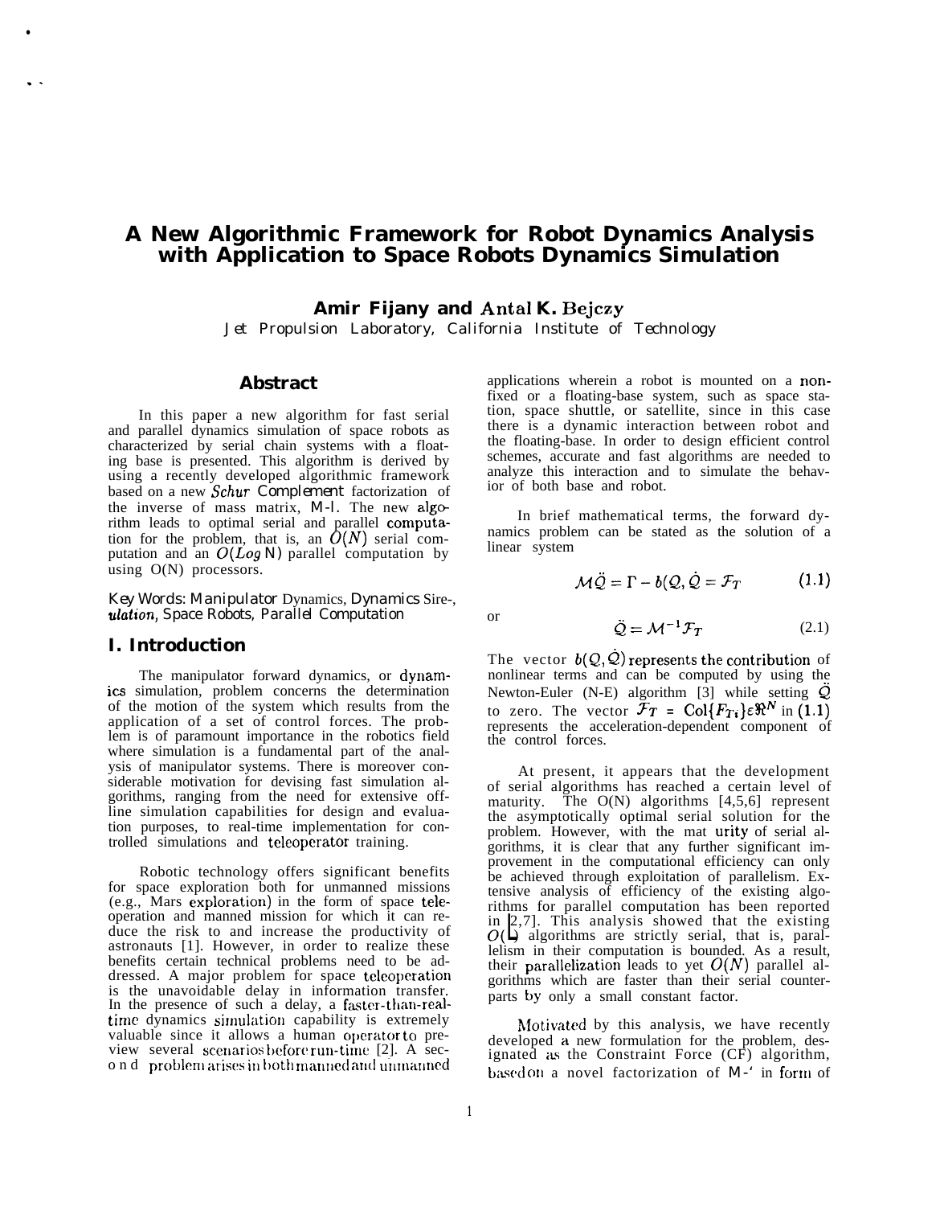# A New Algorithmic Framework for Robot Dynamics Analysis with Application to Space Robots Dynamics Simulation

**Amir Fijany and Antal K. Bejczy**

*Jet Propulsion Laboratory, California Institute of Technology*

## Abstract

In this paper a new algorithm for fast serial and parallel dynamics simulation of space robots as characterized by serial chain systems with a floating base is presented. This algorithm is derived by using a recently developed algorithmic framework based on a new *Schur Complement* factorization of the inverse of mass matrix, M-l. The new algorithm leads to optimal serial and parallel computation for the problem, that is, an $O(N)$ serial computation and an $O(Log\ N)$ parallel computation by using O(N) processors.

*Key Words: Manipulator* Dynamics, *Dynamics* Sire-, *ulation, Space Robots, Parallel Computation*

## I. Introduction

The manipulator forward dynamics, or dynamics simulation, problem concerns the determination of the motion of the system which results from the application of a set of control forces. The problem is of paramount importance in the robotics field where simulation is a fundamental part of the analysis of manipulator systems. There is moreover considerable motivation for devising fast simulation algorithms, ranging from the need for extensive offline simulation capabilities for design and evaluation purposes, to real-time implementation for controlled simulations and teleoperator training.

Robotic technology offers significant benefits for space exploration both for unmanned missions (e.g., Mars exploration) in the form of space teleoperation and manned mission for which it can reduce the risk to and increase the productivity of astronauts [1]. However, in order to realize these benefits certain technical problems need to be addressed. A major problem for space teleoperation is the unavoidable delay in information transfer. In the presence of such a delay, a faster-than-real-time dynamics simulation capability is extremely valuable since it allows a human operator to preview several scenarios before run-time [2]. A second problem arises in both manned and unmanned applications wherein a robot is mounted on a non-fixed or a floating-base system, such as space station, space shuttle, or satellite, since in this case there is a dynamic interaction between robot and the floating-base. In order to design efficient control schemes, accurate and fast algorithms are needed to analyze this interaction and to simulate the behavior of both base and robot.

In brief mathematical terms, the forward dynamics problem can be stated as the solution of a linear system

$$\mathcal{M}\ddot{\mathcal{Q}} = \Gamma - b(\mathcal{Q}, \dot{\mathcal{Q}} = \mathcal{F}_T \qquad (1.1)$$

or

$$\ddot{\mathcal{Q}} = \mathcal{M}^{-1}\mathcal{F}_T \qquad (2.1)$$

The vector $b(\mathcal{Q}, \dot{\mathcal{Q}})$ represents the contribution of nonlinear terms and can be computed by using the Newton-Euler (N-E) algorithm [3] while setting $\ddot{\mathcal{Q}}$ to zero. The vector $\mathcal{F}_T = \text{Col}\{\mathcal{F}_{Ti}\}\epsilon\Re^N$ in (1.1) represents the acceleration-dependent component of the control forces.

At present, it appears that the development of serial algorithms has reached a certain level of maturity. The O(N) algorithms [4,5,6] represent the asymptotically optimal serial solution for the problem. However, with the mat urity of serial algorithms, it is clear that any further significant improvement in the computational efficiency can only be achieved through exploitation of parallelism. Extensive analysis of efficiency of the existing algorithms for parallel computation has been reported in [2,7]. This analysis showed that the existing $O(N)$ algorithms are strictly serial, that is, parallelism in their computation is bounded. As a result, their parallelization leads to yet $O(N)$ parallel algorithms which are faster than their serial counterparts by only a small constant factor.

Motivated by this analysis, we have recently developed a new formulation for the problem, designated as the Constraint Force (CF) algorithm, based on a novel factorization of M-' in form of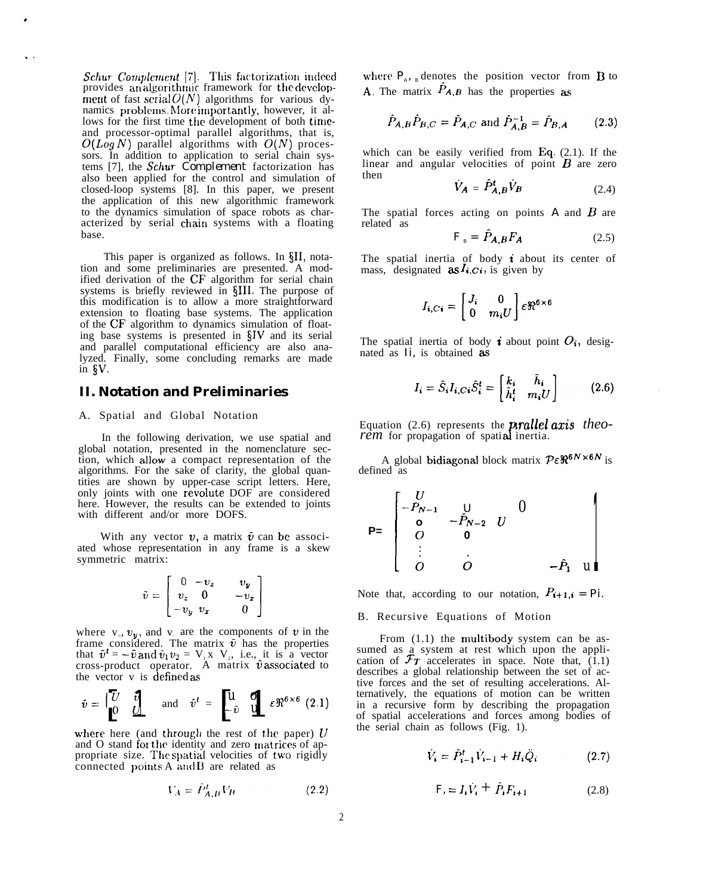*Schur Complement* [7]. This factorization indeed provides an algorithmic framework for the development of fast serial $O(N)$ algorithms for various dynamics problems. More importantly, however, it allows for the first time the development of both time- and processor-optimal parallel algorithms, that is, $O(Log\, N)$ parallel algorithms with $O(N)$ processors. In addition to application to serial chain systems [7], the *Schur Complement* factorization has also been applied for the control and simulation of closed-loop systems [8]. In this paper, we present the application of this new algorithmic framework to the dynamics simulation of space robots as characterized by serial chain systems with a floating base.

This paper is organized as follows. In §II, notation and some preliminaries are presented. A modified derivation of the CF algorithm for serial chain systems is briefly reviewed in §III. The purpose of this modification is to allow a more straightforward extension to floating base systems. The application of the CF algorithm to dynamics simulation of floating base systems is presented in §IV and its serial and parallel computational efficiency are also analyzed. Finally, some concluding remarks are made in §V.

## II. Notation and Preliminaries

### A. Spatial and Global Notation

In the following derivation, we use spatial and global notation, presented in the nomenclature section, which allow a compact representation of the algorithms. For the sake of clarity, the global quantities are shown by upper-case script letters. Here, only joints with one revolute DOF are considered here. However, the results can be extended to joints with different and/or more DOFS.

With any vector $v$, a matrix $\tilde{v}$ can be associated whose representation in any frame is a skew symmetric matrix:

$$\tilde{v} = \begin{bmatrix} 0 & -v_z & v_y \\ v_z & 0 & -v_x \\ -v_y & v_x & 0 \end{bmatrix}$$

where $v_x$, $v_y$, and $v_z$ are the components of $v$ in the frame considered. The matrix $\tilde{v}$ has the properties that $\tilde{v}^t = -\tilde{v}$ and $\tilde{v}_1 v_2 = V_1 \times V_2$, i.e., it is a vector cross-product operator. A matrix $\hat{v}$ associated to the vector v is defined as

$$\hat{v} = \begin{bmatrix} U & \tilde{v} \\ 0 & U \end{bmatrix} \quad \text{and} \quad \hat{v}^t = \begin{bmatrix} U & 0 \\ -\tilde{v} & U \end{bmatrix} \epsilon \Re^{6\times 6} \quad (2.1)$$

where here (and through the rest of the paper) $U$ and O stand for the identity and zero matrices of appropriate size. The spatial velocities of two rigidly connected points A and B are related as

$$V_A = \hat{P}^t_{A,B} V_B \quad (2.2)$$

where $P_{A,B}$ denotes the position vector from B to A. The matrix $\hat{P}_{A,B}$ has the properties as

$$\hat{P}_{A,B}\hat{P}_{B,C} = \hat{P}_{A,C} \text{ and } \hat{P}^{-1}_{A,B} = \hat{P}_{B,A} \quad (2.3)$$

which can be easily verified from Eq. (2.1). If the linear and angular velocities of point $B$ are zero then

$$\dot{V}_A = \hat{P}^t_{A,B}\dot{V}_B \quad (2.4)$$

The spatial forces acting on points A and $B$ are related as

$$F_B = \hat{P}_{A,B} F_A \quad (2.5)$$

The spatial inertia of body $i$ about its center of mass, designated as $I_{i,Ci}$, is given by

$$I_{i,Ci} = \begin{bmatrix} J_i & 0 \\ 0 & m_i U \end{bmatrix} \epsilon \Re^{6\times 6}$$

The spatial inertia of body $i$ about point $O_i$, designated as $I_i$, is obtained as

$$I_i = \hat{S}_i I_{i,Ci} \hat{S}^t_i = \begin{bmatrix} k_i & \tilde{h}_i \\ \tilde{h}^t_i & m_i U \end{bmatrix} \quad (2.6)$$

Equation (2.6) represents the *parallel axis theorem* for propagation of spatial inertia.

A global bidiagonal block matrix $\mathcal{P} \epsilon \Re^{6N\times 6N}$ is defined as

$$\mathcal{P} = \begin{bmatrix} U & & & & \\ -\hat{P}_{N-1} & U & & 0 & \\ 0 & -\hat{P}_{N-2} & U & & \\ O & 0 & & & \\ \vdots & \vdots & & & \\ O & O & & -\hat{P}_1 & U \end{bmatrix}$$

Note that, according to our notation, $P_{i+1,i} = P_i$.

### B. Recursive Equations of Motion

From (1.1) the multibody system can be assumed as a system at rest which upon the application of $\mathcal{F}_T$ accelerates in space. Note that, (1.1) describes a global relationship between the set of active forces and the set of resulting accelerations. Alternatively, the equations of motion can be written in a recursive form by describing the propagation of spatial accelerations and forces among bodies of the serial chain as follows (Fig. 1).

$$\dot{V}_i = \hat{P}^t_{i-1}\dot{V}_{i-1} + H_i \ddot{Q}_i \quad (2.7)$$

$$F_i = I_i \dot{V}_i + \hat{P}_i F_{i+1} \quad (2.8)$$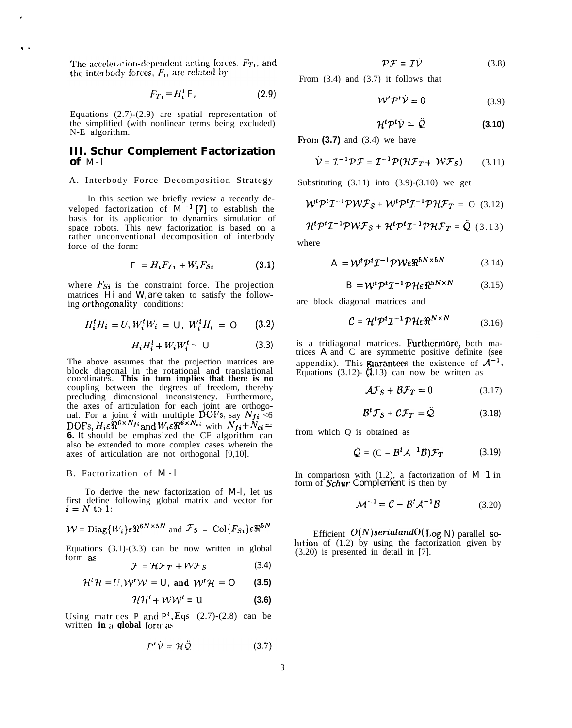The acceleration-dependent acting forces, $F_{Ti}$, and the interbody forces, $F_i$, are related by

$$F_{Ti} = H_i^t F_i \tag{2.9}$$

Equations (2.7)-(2.9) are spatial representation of the simplified (with nonlinear terms being excluded) N-E algorithm.

## III. Schur Complement Factorization of M-l

### A. Interbody Force Decomposition Strategy

In this section we briefly review a recently developed factorization of $\mathcal{M}^{-1}$ [7] to establish the basis for its application to dynamics simulation of space robots. This new factorization is based on a rather unconventional decomposition of interbody force of the form:

$$F_i = H_i F_{Ti} + W_i F_{Si} \tag{3.1}$$

where $F_{Si}$ is the constraint force. The projection matrices $H_i$ and $W_i$ are taken to satisfy the following orthogonality conditions:

$$H_i^t H_i = U,\ W_i^t W_i = U,\ W_i^t H_i = O \tag{3.2}$$

$$H_i H_i^t + W_i W_i^t = U \tag{3.3}$$

The above assumes that the projection matrices are block diagonal in the rotational and translational coordinates. **This in turn implies that there is no** coupling between the degrees of freedom, thereby precluding dimensional inconsistency. Furthermore, the axes of articulation for each joint are orthogonal. For a joint $i$ with multiple DOFs, say $N_{fi} < 6$ DOFs, $H_i \epsilon \Re^{6 \times N_{fi}}$ and $W_i \epsilon \Re^{6 \times N_{ci}}$ with $N_{fi} + N_{ci} = 6$. It should be emphasized the CF algorithm can also be extended to more complex cases wherein the axes of articulation are not orthogonal [9,10].

### B. Factorization of M-l

To derive the new factorization of M-l, let us first define following global matrix and vector for $i = N$ to $1$:

$\mathcal{W} = \text{Diag}\{W_i\} \epsilon \Re^{6N \times 5N}$ and $\mathcal{F}_S = \text{Col}\{F_{Si}\} \epsilon \Re^{5N}$

Equations (3.1)-(3.3) can be now written in global form as

$$\mathcal{F} = \mathcal{H}\mathcal{F}_T + \mathcal{W}\mathcal{F}_S \tag{3.4}$$

$$\mathcal{H}^t\mathcal{H} = U, \mathcal{W}^t\mathcal{W} = U, \text{ and } \mathcal{W}^t\mathcal{H} = O \tag{3.5}$$

$$\mathcal{H}\mathcal{H}^t + \mathcal{W}\mathcal{W}^t = U \tag{3.6}$$

Using matrices P and $P^t$, Eqs. (2.7)-(2.8) can be written in a global form as

$$\mathcal{P}^t\dot{\mathcal{V}} = \mathcal{H}\ddot{\mathcal{Q}} \tag{3.7}$$

$$\mathcal{P}\mathcal{F} = \mathcal{I}\dot{\mathcal{V}} \tag{3.8}$$

From (3.4) and (3.7) it follows that

$$\mathcal{W}^t\mathcal{P}^t\dot{\mathcal{V}} = 0 \tag{3.9}$$

$$\mathcal{H}^t\mathcal{P}^t\dot{\mathcal{V}} = \ddot{\mathcal{Q}} \tag{3.10}$$

From (3.7) and (3.4) we have

$$\dot{\mathcal{V}} = \mathcal{I}^{-1}\mathcal{P}\mathcal{F} = \mathcal{I}^{-1}\mathcal{P}(\mathcal{H}\mathcal{F}_T + \mathcal{W}\mathcal{F}_S) \tag{3.11}$$

Substituting (3.11) into (3.9)-(3.10) we get

$$\mathcal{W}^t\mathcal{P}^t\mathcal{I}^{-1}\mathcal{P}\mathcal{W}\mathcal{F}_S + \mathcal{W}^t\mathcal{P}^t\mathcal{I}^{-1}\mathcal{P}\mathcal{H}\mathcal{F}_T = O \tag{3.12}$$

$$\mathcal{H}^t\mathcal{P}^t\mathcal{I}^{-1}\mathcal{P}\mathcal{W}\mathcal{F}_S + \mathcal{H}^t\mathcal{P}^t\mathcal{I}^{-1}\mathcal{P}\mathcal{H}\mathcal{F}_T = \ddot{\mathcal{Q}} \tag{3.13}$$

where

$$\mathcal{A} = \mathcal{W}^t\mathcal{P}^t\mathcal{I}^{-1}\mathcal{P}\mathcal{W} \epsilon \Re^{5N \times 5N} \tag{3.14}$$

$$\mathcal{B} = \mathcal{W}^t\mathcal{P}^t\mathcal{I}^{-1}\mathcal{P}\mathcal{H} \epsilon \Re^{5N \times N} \tag{3.15}$$

are block diagonal matrices and

$$\mathcal{C} = \mathcal{H}^t\mathcal{P}^t\mathcal{I}^{-1}\mathcal{P}\mathcal{H} \epsilon \Re^{N \times N} \tag{3.16}$$

is a tridiagonal matrices. Furthermore, both matrices $\mathcal{A}$ and $\mathcal{C}$ are symmetric positive definite (see appendix). This garantees the existence of $\mathcal{A}^{-1}$. Equations (3.12)-(3.13) can now be written as

$$\mathcal{A}\mathcal{F}_S + \mathcal{B}\mathcal{F}_T = 0 \tag{3.17}$$

$$\mathcal{B}^t\mathcal{F}_S + \mathcal{C}\mathcal{F}_T = \ddot{\mathcal{Q}} \tag{3.18}$$

from which Q is obtained as

$$\ddot{\mathcal{Q}} = (\mathcal{C} - \mathcal{B}^t\mathcal{A}^{-1}\mathcal{B})\mathcal{F}_T \tag{3.19}$$

In compariosn with (1.2), a factorization of $\mathcal{M}^{-1}$ in form of *Schur Complement* is then by

$$\mathcal{M}^{-1} = \mathcal{C} - \mathcal{B}^t\mathcal{A}^{-1}\mathcal{B} \tag{3.20}$$

Efficient $O(N)$ serial and $O(\text{Log } N)$ parallel solution of (1.2) by using the factorization given by (3.20) is presented in detail in [7].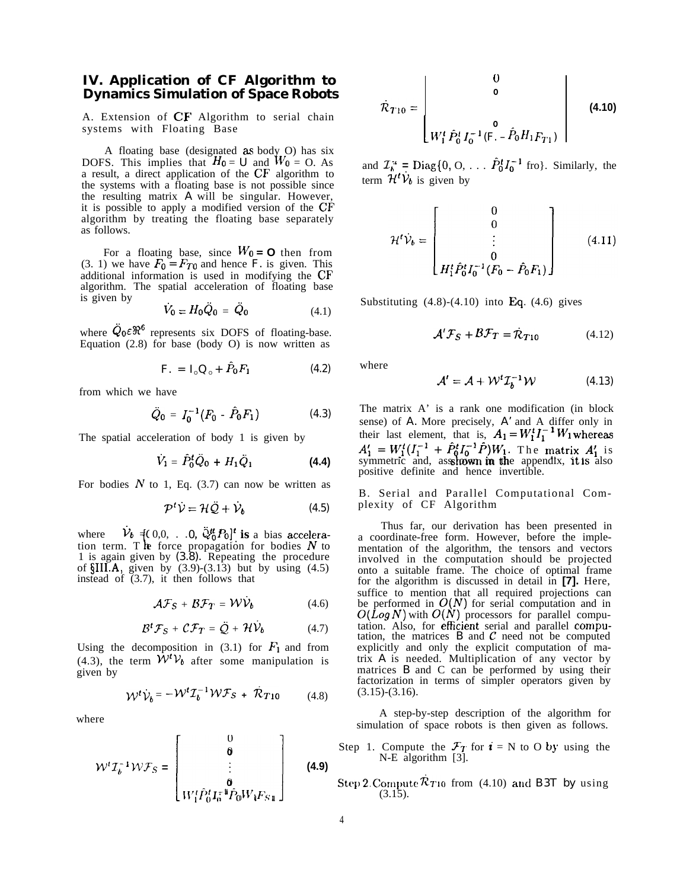# IV. Application of CF Algorithm to Dynamics Simulation of Space Robots

A. Extension of CF Algorithm to serial chain systems with Floating Base

A floating base (designated as body O) has six DOFS. This implies that $H_0 = U$ and $W_0 = O$. As a result, a direct application of the CF algorithm to the systems with a floating base is not possible since the resulting matrix A will be singular. However, it is possible to apply a modified version of the CF algorithm by treating the floating base separately as follows.

For a floating base, since $W_0 = O$ then from (3.1) we have $F_0 = F_{T0}$ and hence $F_0$ is given. This additional information is used in modifying the CF algorithm. The spatial acceleration of floating base is given by

$$\dot{V}_0 = H_0 \ddot{Q}_0 = \ddot{Q}_0 \tag{4.1}$$

where $\ddot{Q}_0 \epsilon \Re^6$ represents six DOFS of floating-base. Equation (2.8) for base (body O) is now written as

$$F_0 = I_0 \ddot{Q}_0 + \hat{P}_0 F_1 \tag{4.2}$$

from which we have

$$\ddot{Q}_0 = I_0^{-1}(F_0 - \hat{P}_0 F_1) \tag{4.3}$$

The spatial acceleration of body 1 is given by

$$\dot{V}_1 = \hat{P}_0^t \ddot{Q}_0 + H_1 \ddot{Q}_1 \tag{4.4}$$

For bodies $N$ to 1, Eq. (3.7) can now be written as

$$\mathcal{P}^t \dot{\mathcal{V}} = \mathcal{H}\ddot{\mathcal{Q}} + \dot{\mathcal{V}}_b \tag{4.5}$$

where $\dot{\mathcal{V}}_b = [0, 0, \ldots 0, \ddot{Q}_0^t \hat{P}_0]^t$ is a bias acceleration term. The force propagation for bodies $N$ to 1 is again given by (3.8). Repeating the procedure of §III.A, given by (3.9)-(3.13) but by using (4.5) instead of (3.7), it then follows that

$$\mathcal{A}\mathcal{F}_S + \mathcal{B}\mathcal{F}_T = \mathcal{W}\dot{\mathcal{V}}_b \tag{4.6}$$

$$\mathcal{B}^t \mathcal{F}_S + \mathcal{C}\mathcal{F}_T = \ddot{\mathcal{Q}} + \mathcal{H}\dot{\mathcal{V}}_b \tag{4.7}$$

Using the decomposition in (3.1) for $F_1$ and from (4.3), the term $\mathcal{W}^t \dot{\mathcal{V}}_b$ after some manipulation is given by

$$\mathcal{W}^t \dot{\mathcal{V}}_b = -\mathcal{W}^t \mathcal{I}_b^{-1} \mathcal{W}\mathcal{F}_S + \dot{\mathcal{R}}_{T10} \tag{4.8}$$

where

$$\mathcal{W}^t \mathcal{I}_b^{-1} \mathcal{W}\mathcal{F}_S = \begin{bmatrix} 0 \\ 0 \\ \vdots \\ 0 \\ W_1^t \hat{P}_0^t I_0^{-1} \hat{P}_0 W_1 F_{S1} \end{bmatrix} \tag{4.9}$$

$$\dot{\mathcal{R}}_{T10} = \begin{bmatrix} 0 \\ 0 \\ \vdots \\ 0 \\ W_1^t \hat{P}_0^t I_0^{-1}(F_0 - \hat{P}_0 H_1 F_{T1}) \end{bmatrix} \tag{4.10}$$

and $\mathcal{I}_b^{-1} = \text{Diag}\{0, 0, \ldots \hat{P}_0^t I_0^{-1} \hat{P}_0\}$. Similarly, the term $\mathcal{H}^t \dot{\mathcal{V}}_b$ is given by

$$\mathcal{H}^t \dot{\mathcal{V}}_b = \begin{bmatrix} 0 \\ 0 \\ \vdots \\ 0 \\ H_1^t \hat{P}_0^t I_0^{-1}(F_0 - \hat{P}_0 F_1) \end{bmatrix} \tag{4.11}$$

Substituting (4.8)-(4.10) into Eq. (4.6) gives

$$\mathcal{A}'\mathcal{F}_S + \mathcal{B}\mathcal{F}_T = \dot{\mathcal{R}}_{T10} \tag{4.12}$$

where

$$\mathcal{A}' = \mathcal{A} + \mathcal{W}^t \mathcal{I}_b^{-1} \mathcal{W} \tag{4.13}$$

The matrix A' is a rank one modification (in block sense) of A. More precisely, A' and A differ only in their last element, that is, $A_1 = W_1^t I_1^{-1} W_1$ whereas $A_1' = W_1^t (I_1^{-1} + \hat{P}_0^t I_0^{-1} \hat{P}) W_1$. The matrix $A_1'$ is symmetric and, as shown in the appendix, it is also positive definite and hence invertible.

B. Serial and Parallel Computational Complexity of CF Algorithm

Thus far, our derivation has been presented in a coordinate-free form. However, before the implementation of the algorithm, the tensors and vectors involved in the computation should be projected onto a suitable frame. The choice of optimal frame for the algorithm is discussed in detail in [7]. Here, suffice to mention that all required projections can be performed in $O(N)$ for serial computation and in $O(Log N)$ with $O(N)$ processors for parallel computation. Also, for efficient serial and parallel computation, the matrices B and $\mathcal{C}$ need not be computed explicitly and only the explicit computation of matrix A is needed. Multiplication of any vector by matrices B and C can be performed by using their factorization in terms of simpler operators given by (3.15)-(3.16).

A step-by-step description of the algorithm for simulation of space robots is then given as follows.

Step 1. Compute the $\mathcal{F}_{T_i}$ for $i$ = N to O by using the N-E algorithm [3].

Step 2. Compute $\dot{\mathcal{R}}_{T10}$ from (4.10) and B3T by using (3.15).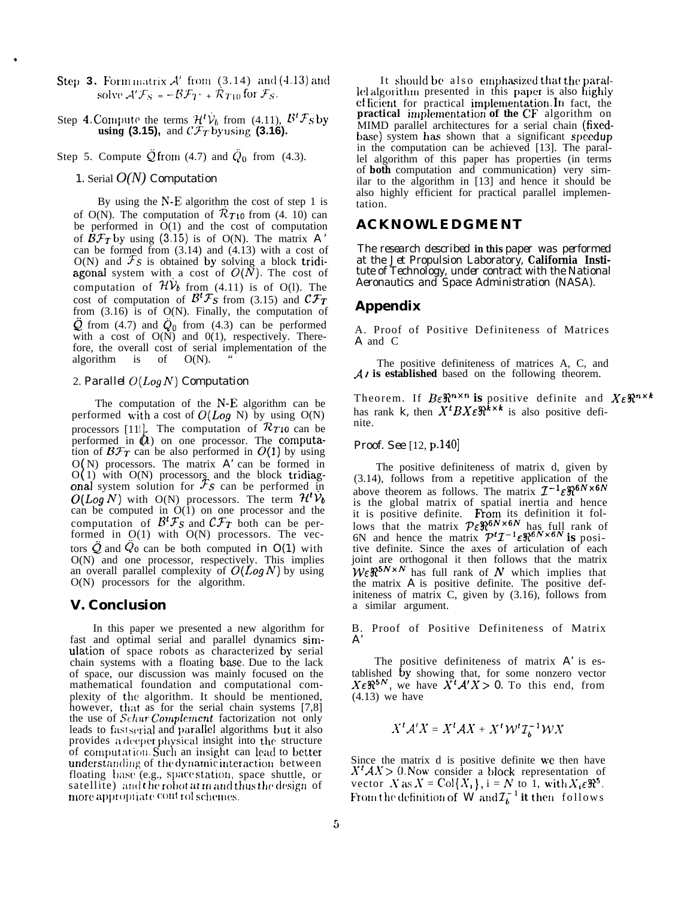**Step 3.** Form matrix $\mathcal{A}'$ from (3.14) and (4.13) and solve $\mathcal{A}'\mathcal{F}_S = -\mathcal{B}\mathcal{F}_T + \mathcal{R}_{T10}$ for $\mathcal{F}_S$.

**Step 4.** Compute the terms $\mathcal{H}^t\dot{\mathcal{V}}_b$ from (4.11), $\mathcal{B}^t\mathcal{F}_S$ by **using (3.15),** and $\mathcal{C}\mathcal{F}_T$ by using **(3.16).**

Step 5. Compute $\ddot{\mathcal{Q}}$ from (4.7) and $\ddot{Q}_0$ from (4.3).

### 1. Serial $O(N)$ Computation

By using the N-E algorithm the cost of step 1 is of O(N). The computation of $\mathcal{R}_{T10}$ from (4. 10) can be performed in O(1) and the cost of computation of $\mathcal{B}\mathcal{F}_T$ by using (3.15) is of O(N). The matrix $\mathcal{A}'$ can be formed from (3.14) and (4.13) with a cost of O(N) and $\mathcal{F}_S$ is obtained by solving a block tridiagonal system with a cost of $O(N)$. The cost of computation of $\mathcal{H}\dot{\mathcal{V}}_b$ from (4.11) is of O(l). The cost of computation of $\mathcal{B}^t\mathcal{F}_S$ from (3.15) and $\mathcal{C}\mathcal{F}_T$ from (3.16) is of O(N). Finally, the computation of $\ddot{\mathcal{Q}}$ from (4.7) and $\ddot{Q}_0$ from (4.3) can be performed with a cost of O(N) and 0(1), respectively. Therefore, the overall cost of serial implementation of the algorithm is of O(N).

### 2. Parallel $O(Log\, N)$ Computation

The computation of the N-E algorithm can be performed with a cost of $O(Log$ N) by using O(N) processors [11]. The computation of $\mathcal{R}_{T10}$ can be performed in O(1) on one processor. The computation of $\mathcal{B}\mathcal{F}_T$ can be also performed in $O(1)$ by using O(N) processors. The matrix $\mathcal{A}'$ can be formed in O(1) with O(N) processors and the block tridiagonal system solution for $\mathcal{F}_S$ can be performed in $O(Log\, N)$ with O(N) processors. The term $\mathcal{H}^t\dot{\mathcal{V}}_b$ can be computed in O(1) on one processor and the computation of $\mathcal{B}^t\mathcal{F}_S$ and $\mathcal{C}\mathcal{F}_T$ both can be performed in O(1) with O(N) processors. The vectors $\ddot{\mathcal{Q}}$ and $\ddot{Q}_0$ can be both computed in O(1) with O(N) and one processor, respectively. This implies an overall parallel complexity of $O(Log\, N)$ by using O(N) processors for the algorithm.

## V. Conclusion

In this paper we presented a new algorithm for fast and optimal serial and parallel dynamics simulation of space robots as characterized by serial chain systems with a floating base. Due to the lack of space, our discussion was mainly focused on the mathematical foundation and computational complexity of the algorithm. It should be mentioned, however, that as for the serial chain systems [7,8] the use of *Schur Complement* factorization not only leads to fast serial and parallel algorithms but it also provides a deeper physical insight into the structure of computation. Such an insight can lead to better understanding of the dynamic interaction between floating base (e.g., space station, space shuttle, or satellite) and the robot arm and thus the design of more appropriate control schemes.

It should be also emphasized that the parallel algorithm presented in this paper is also highly efficient for practical implementation. In fact, the **practical implementation of the** CF algorithm on MIMD parallel architectures for a serial chain (fixed-base) system has shown that a significant speedup in the computation can be achieved [13]. The parallel algorithm of this paper has properties (in terms of **both** computation and communication) very similar to the algorithm in [13] and hence it should be also highly efficient for practical parallel implementation.

## ACKNOWLEDGMENT

*The research described* **in this** *paper was performed at the Jet Propulsion Laboratory,* **California Institute** *of Technology, under contract with the National Aeronautics and Space Administration (NASA).*

## Appendix

A. Proof of Positive Definiteness of Matrices A and C

The positive definiteness of matrices A, C, and $\mathcal{A}'$ **is established** based on the following theorem.

Theorem. If $B \in \Re^{n\times n}$ **is** positive definite and $X \in \Re^{n\times k}$ has rank k, then $X^tBX \in \Re^{k\times k}$ is also positive definite.

*Proof. See* [12, p.140]

The positive definiteness of matrix $\mathcal{A}$, given by (3.14), follows from a repetitive application of the above theorem as follows. The matrix $\mathcal{I}^{-1} \in \Re^{6N\times 6N}$ is the global matrix of spatial inertia and hence it is positive definite. From its definition it follows that the matrix $\mathcal{P} \in \Re^{6N\times 6N}$ has full rank of 6N and hence the matrix $\mathcal{P}^t\mathcal{I}^{-1} \in \Re^{6N\times 6N}$ **is** positive definite. Since the axes of articulation of each joint are orthogonal it then follows that the matrix $\mathcal{W} \in \Re^{5N\times N}$ has full rank of $N$ which implies that the matrix A is positive definite. The positive definiteness of matrix C, given by (3.16), follows from a similar argument.

B. Proof of Positive Definiteness of Matrix $\mathcal{A}'$

The positive definiteness of matrix $\mathcal{A}'$ is established by showing that, for some nonzero vector $X \in \Re^{5N}$, we have $X^t\mathcal{A}'X > 0$. To this end, from (4.13) we have

$$X^t\mathcal{A}'X = X^t\mathcal{A}X + X^t\mathcal{W}^t\mathcal{I}_b^{-1}\mathcal{W}X$$

Since the matrix $\mathcal{A}$ is positive definite we then have $X^t\mathcal{A}X > 0$. Now consider a block representation of vector $X$ as $X = \mathrm{Col}\{X_i\}$, i = $N$ to 1, with $X_i \in \Re^5$. From the definition of $\mathcal{W}$ and $\mathcal{I}_b^{-1}$ it then follows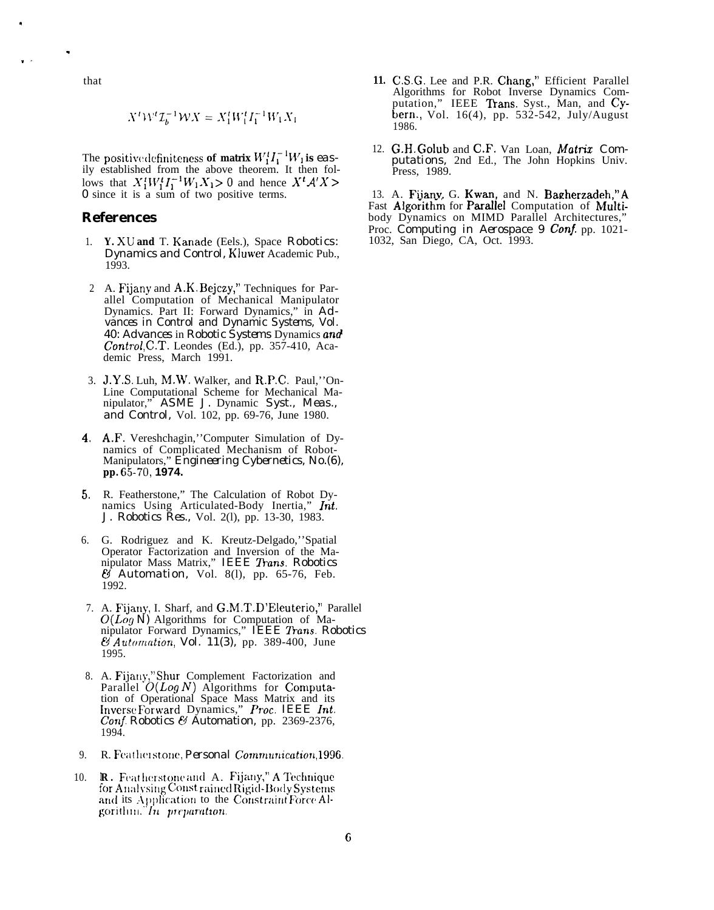that

$$X^t \mathcal{W}^t \mathcal{I}_b^{-1} \mathcal{W} X = X_1^t W_1^t I_1^{-1} W_1 X_1$$

The positive definiteness of matrix $W_1^t I_1^{-1} W_1$ is easily established from the above theorem. It then follows that $X_1^t W_1^t I_1^{-1} W_1 X_1 > 0$ and hence $X^t \mathcal{A}' X > 0$ since it is a sum of two positive terms.

## References

1. Y. XU and T. Kanade (Eels.), Space *Robotics: Dynamics and Control*, Kluwer Academic Pub., 1993.

2. A. Fijany and A.K. Bejczy," Techniques for Parallel Computation of Mechanical Manipulator Dynamics. Part II: Forward Dynamics," in *Advances in Control and Dynamic Systems, Vol. 40: Advances in Robotic Systems Dynamics and Control*, C.T. Leondes (Ed.), pp. 357-410, Academic Press, March 1991.

3. J.Y.S. Luh, M.W. Walker, and R.P.C. Paul,''On-Line Computational Scheme for Mechanical Manipulator," *ASME J. Dynamic Syst., Meas., and Control*, Vol. 102, pp. 69-76, June 1980.

4. A.F. Vereshchagin,''Computer Simulation of Dynamics of Complicated Mechanism of Robot-Manipulators," *Engineering Cybernetics*, No.(6), pp. 65-70, 1974.

5. R. Featherstone," The Calculation of Robot Dynamics Using Articulated-Body Inertia," *Int. J. Robotics Res.*, Vol. 2(l), pp. 13-30, 1983.

6. G. Rodriguez and K. Kreutz-Delgado,''Spatial Operator Factorization and Inversion of the Manipulator Mass Matrix," *IEEE Trans. Robotics & Automation*, Vol. 8(l), pp. 65-76, Feb. 1992.

7. A. Fijany, I. Sharf, and G.M.T.D'Eleuterio," Parallel $O(Log\ N)$ Algorithms for Computation of Manipulator Forward Dynamics," *IEEE Trans. Robotics & Automation*, Vol. 11(3), pp. 389-400, June 1995.

8. A. Fijany,"Shur Complement Factorization and Parallel $O(Log\ N)$ Algorithms for Computation of Operational Space Mass Matrix and its Inverse Forward Dynamics," *Proc. IEEE Int. Conf. Robotics & Automation*, pp. 2369-2376, 1994.

9. R. Featherstone, *Personal Communication*, 1996.

10. R. Featherstone and A. Fijany," A Technique for Analysing Constrained Rigid-Body Systems and its Application to the Constraint Force Algorithm." *In preparation*.

11. C.S.G. Lee and P.R. Chang," Efficient Parallel Algorithms for Robot Inverse Dynamics Computation," IEEE Trans. Syst., Man, and Cybern., Vol. 16(4), pp. 532-542, July/August 1986.

12. G.H. Golub and C.F. Van Loan, *Matrix Computations*, 2nd Ed., The John Hopkins Univ. Press, 1989.

13. A. Fijany, G. Kwan, and N. Bagherzadeh," A Fast Algorithm for Parallel Computation of Multibody Dynamics on MIMD Parallel Architectures," Proc. *Computing in Aerospace 9 Conf.* pp. 1021-1032, San Diego, CA, Oct. 1993.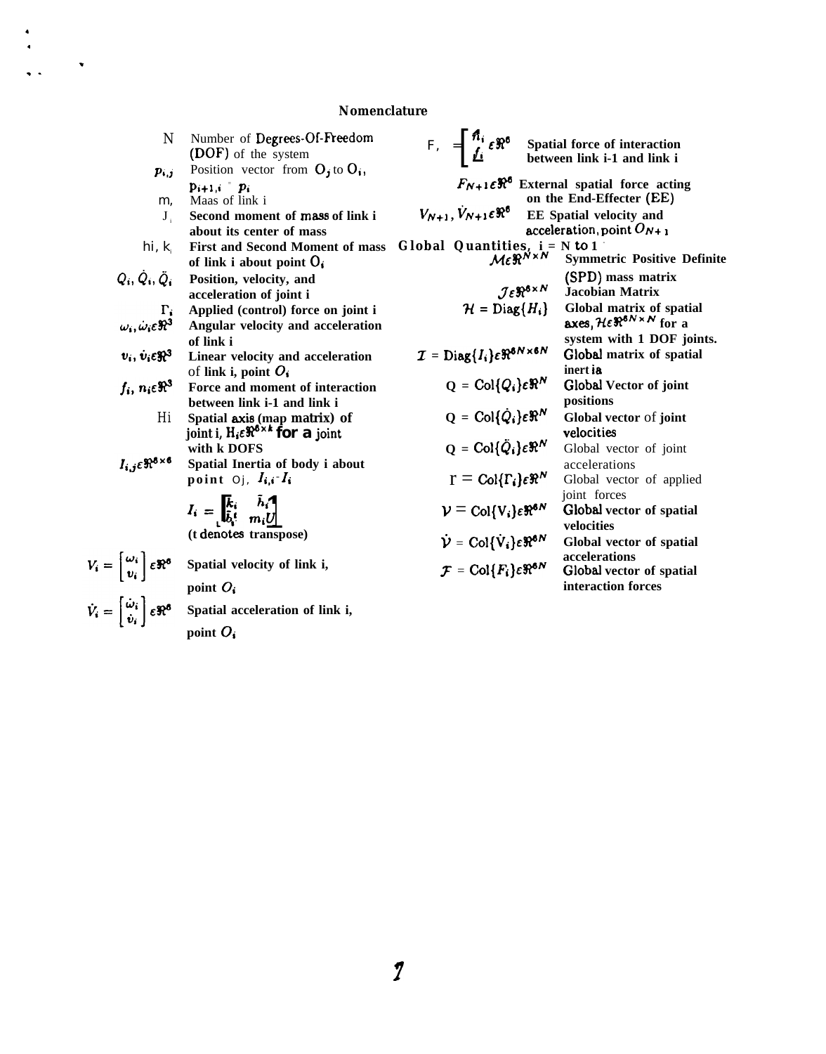## Nomenclature

| | |
|---|---|
| $N$ | Number of Degrees-Of-Freedom (DOF) of the system |
| $p_{i,j}$ | Position vector from $O_j$ to $O_i$, $p_{i+1,i} = p_i$ |
| $m_i$ | Maas of link i |
| $J_i$ | Second moment of mass of link i about its center of mass |
| $h_i$, $k_i$ | First and Second Moment of mass of link i about point $O_i$ |
| $Q_i, \dot{Q}_i, \ddot{Q}_i$ | Position, velocity, and acceleration of joint i |
| $\Gamma_i$ | Applied (control) force on joint i |
| $\omega_i, \dot{\omega}_i \epsilon \Re^3$ | Angular velocity and acceleration of link i |
| $v_i, \dot{v}_i \epsilon \Re^3$ | Linear velocity and acceleration of link i, point $O_i$ |
| $f_i$, $n_i \epsilon \Re^3$ | Force and moment of interaction between link i-1 and link i |
| $H_i$ | Spatial axis (map matrix) of joint i, $H_i \epsilon \Re^{6 \times k}$ for a joint with k DOFS |
| $I_{i,j} \epsilon \Re^{6 \times 6}$ | Spatial Inertia of body i about point $O_j$, $I_{i,i} = I_i$ |
| | $I_i = \begin{bmatrix} k_i & \tilde{h}_i \\ \tilde{h}_i^t & m_i U \end{bmatrix}$ (t denotes transpose) |
| $V_i = \begin{bmatrix} \omega_i \\ v_i \end{bmatrix} \epsilon \Re^6$ | Spatial velocity of link i, point $O_i$ |
| $\dot{V}_i = \begin{bmatrix} \dot{\omega}_i \\ \dot{v}_i \end{bmatrix} \epsilon \Re^6$ | Spatial acceleration of link i, point $O_i$ |
| $F_i = \begin{bmatrix} n_i \\ f_i \end{bmatrix} \epsilon \Re^6$ | Spatial force of interaction between link i-1 and link i |
| $F_{N+1} \epsilon \Re^6$ | External spatial force acting on the End-Effecter (EE) |
| $V_{N+1}, \dot{V}_{N+1} \epsilon \Re^6$ | EE Spatial velocity and acceleration, point $O_{N+1}$ |

**Global Quantities, i = N to 1**

| | |
|---|---|
| $\mathcal{M} \epsilon \Re^{N \times N}$ | Symmetric Positive Definite (SPD) mass matrix |
| $\mathcal{J} \epsilon \Re^{6 \times N}$ | Jacobian Matrix |
| $\mathcal{H} = \text{Diag}\{H_i\}$ | Global matrix of spatial axes, $\mathcal{H} \epsilon \Re^{6N \times N}$ for a system with 1 DOF joints. |
| $\mathcal{I} = \text{Diag}\{I_i\} \epsilon \Re^{6N \times 6N}$ | Global matrix of spatial inertia |
| $Q = \text{Col}\{Q_i\} \epsilon \Re^N$ | Global Vector of joint positions |
| $\dot{Q} = \text{Col}\{\dot{Q}_i\} \epsilon \Re^N$ | Global vector of joint velocities |
| $\ddot{Q} = \text{Col}\{\ddot{Q}_i\} \epsilon \Re^N$ | Global vector of joint accelerations |
| $\Gamma = \text{Col}\{\Gamma_i\} \epsilon \Re^N$ | Global vector of applied joint forces |
| $\mathcal{V} = \text{Col}\{V_i\} \epsilon \Re^{6N}$ | Global vector of spatial velocities |
| $\dot{\mathcal{V}} = \text{Col}\{\dot{V}_i\} \epsilon \Re^{6N}$ | Global vector of spatial accelerations |
| $\mathcal{F} = \text{Col}\{F_i\} \epsilon \Re^{6N}$ | Global vector of spatial interaction forces |